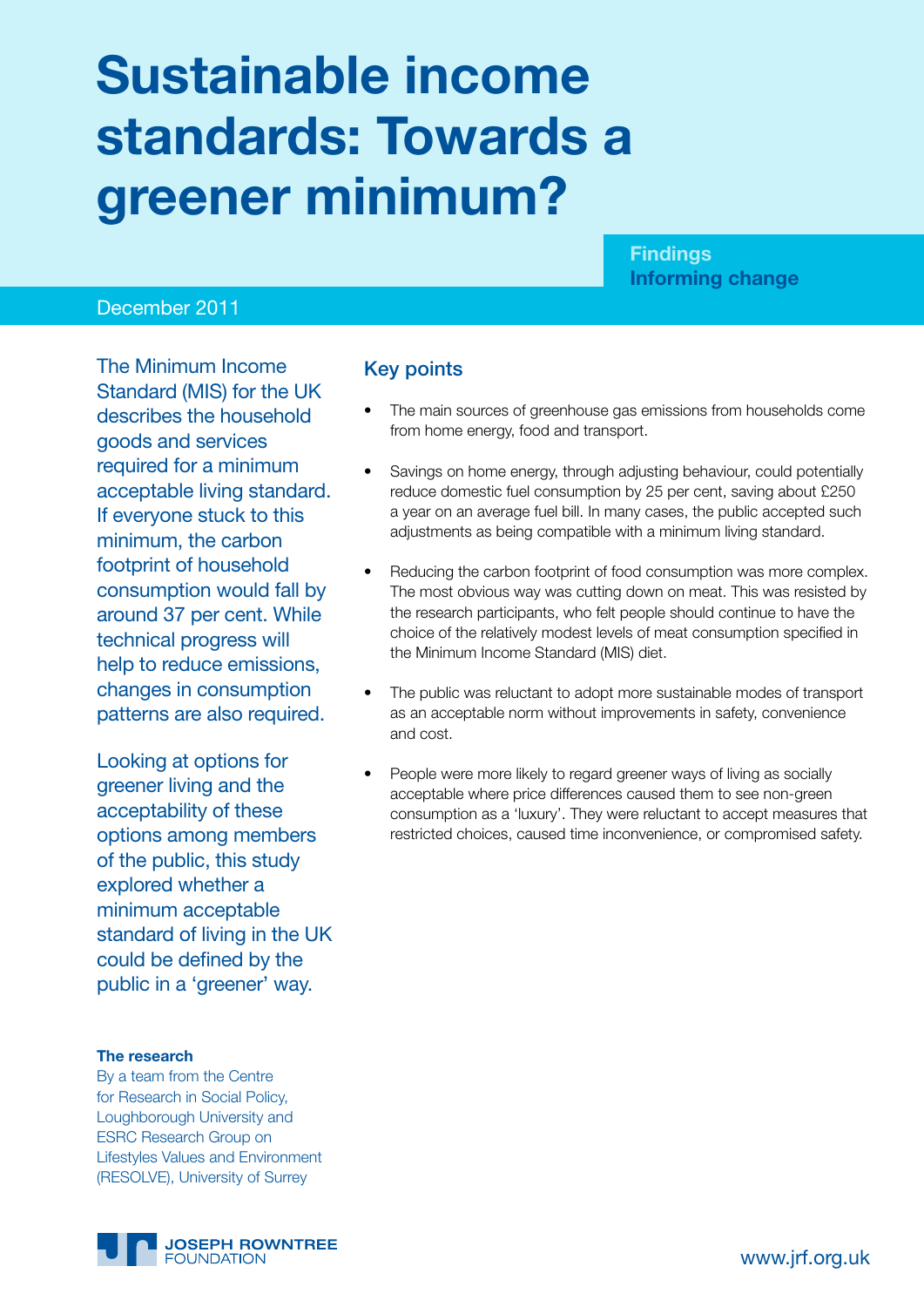# Sustainable income standards: Towards a greener minimum?

**Findings**
**Informing change**

December 2011

The Minimum Income Standard (MIS) for the UK describes the household goods and services required for a minimum acceptable living standard. If everyone stuck to this minimum, the carbon footprint of household consumption would fall by around 37 per cent. While technical progress will help to reduce emissions, changes in consumption patterns are also required.

Looking at options for greener living and the acceptability of these options among members of the public, this study explored whether a minimum acceptable standard of living in the UK could be defined by the public in a 'greener' way.

**The research**

By a team from the Centre for Research in Social Policy, Loughborough University and ESRC Research Group on Lifestyles Values and Environment (RESOLVE), University of Surrey

## Key points

- The main sources of greenhouse gas emissions from households come from home energy, food and transport.
- Savings on home energy, through adjusting behaviour, could potentially reduce domestic fuel consumption by 25 per cent, saving about £250 a year on an average fuel bill. In many cases, the public accepted such adjustments as being compatible with a minimum living standard.
- Reducing the carbon footprint of food consumption was more complex. The most obvious way was cutting down on meat. This was resisted by the research participants, who felt people should continue to have the choice of the relatively modest levels of meat consumption specified in the Minimum Income Standard (MIS) diet.
- The public was reluctant to adopt more sustainable modes of transport as an acceptable norm without improvements in safety, convenience and cost.
- People were more likely to regard greener ways of living as socially acceptable where price differences caused them to see non-green consumption as a 'luxury'. They were reluctant to accept measures that restricted choices, caused time inconvenience, or compromised safety.

JOSEPH ROWNTREE FOUNDATION

www.jrf.org.uk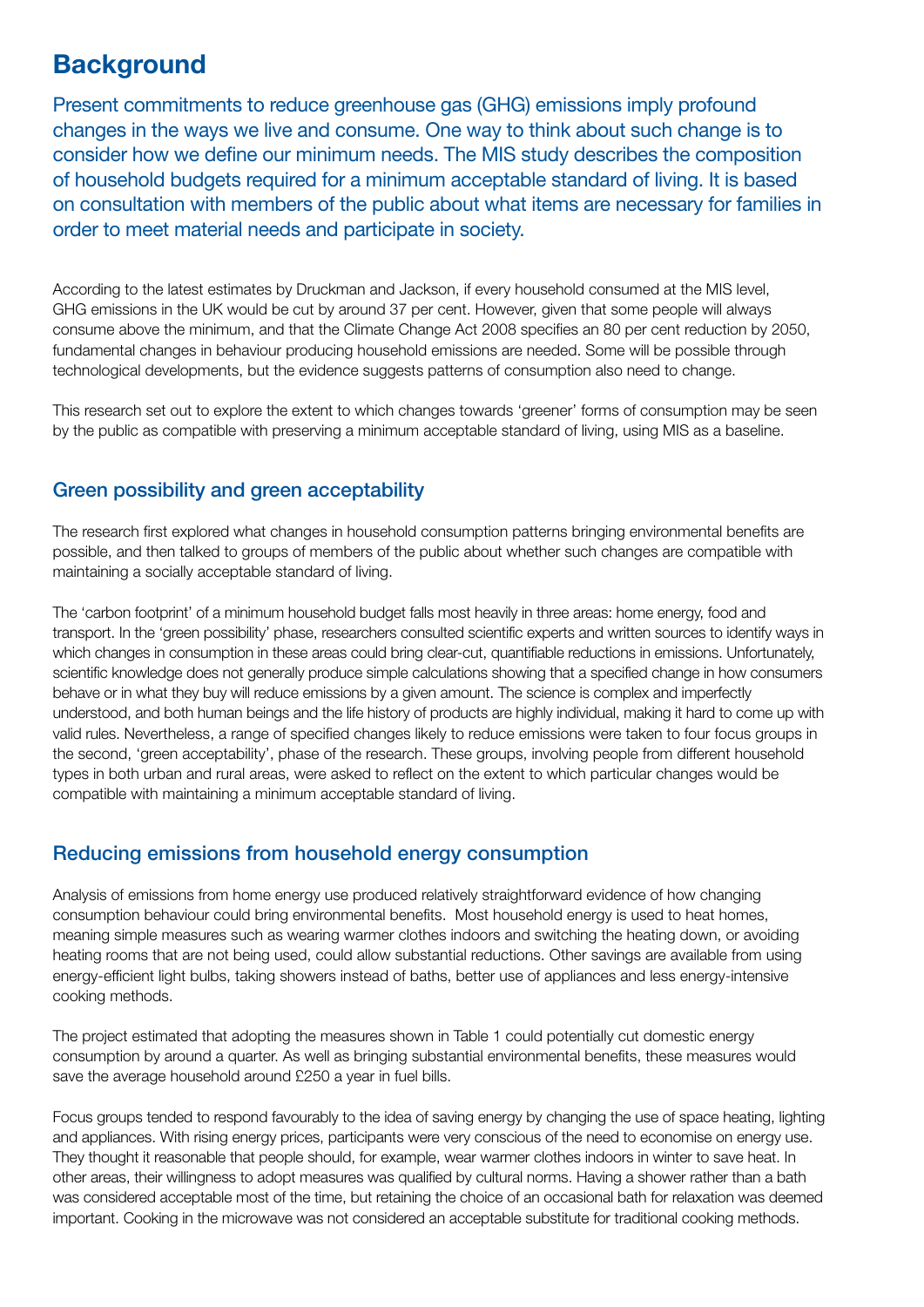## Background

Present commitments to reduce greenhouse gas (GHG) emissions imply profound changes in the ways we live and consume. One way to think about such change is to consider how we define our minimum needs. The MIS study describes the composition of household budgets required for a minimum acceptable standard of living. It is based on consultation with members of the public about what items are necessary for families in order to meet material needs and participate in society.

According to the latest estimates by Druckman and Jackson, if every household consumed at the MIS level, GHG emissions in the UK would be cut by around 37 per cent. However, given that some people will always consume above the minimum, and that the Climate Change Act 2008 specifies an 80 per cent reduction by 2050, fundamental changes in behaviour producing household emissions are needed. Some will be possible through technological developments, but the evidence suggests patterns of consumption also need to change.

This research set out to explore the extent to which changes towards 'greener' forms of consumption may be seen by the public as compatible with preserving a minimum acceptable standard of living, using MIS as a baseline.

### Green possibility and green acceptability

The research first explored what changes in household consumption patterns bringing environmental benefits are possible, and then talked to groups of members of the public about whether such changes are compatible with maintaining a socially acceptable standard of living.

The 'carbon footprint' of a minimum household budget falls most heavily in three areas: home energy, food and transport. In the 'green possibility' phase, researchers consulted scientific experts and written sources to identify ways in which changes in consumption in these areas could bring clear-cut, quantifiable reductions in emissions. Unfortunately, scientific knowledge does not generally produce simple calculations showing that a specified change in how consumers behave or in what they buy will reduce emissions by a given amount. The science is complex and imperfectly understood, and both human beings and the life history of products are highly individual, making it hard to come up with valid rules. Nevertheless, a range of specified changes likely to reduce emissions were taken to four focus groups in the second, 'green acceptability', phase of the research. These groups, involving people from different household types in both urban and rural areas, were asked to reflect on the extent to which particular changes would be compatible with maintaining a minimum acceptable standard of living.

### Reducing emissions from household energy consumption

Analysis of emissions from home energy use produced relatively straightforward evidence of how changing consumption behaviour could bring environmental benefits. Most household energy is used to heat homes, meaning simple measures such as wearing warmer clothes indoors and switching the heating down, or avoiding heating rooms that are not being used, could allow substantial reductions. Other savings are available from using energy-efficient light bulbs, taking showers instead of baths, better use of appliances and less energy-intensive cooking methods.

The project estimated that adopting the measures shown in Table 1 could potentially cut domestic energy consumption by around a quarter. As well as bringing substantial environmental benefits, these measures would save the average household around £250 a year in fuel bills.

Focus groups tended to respond favourably to the idea of saving energy by changing the use of space heating, lighting and appliances. With rising energy prices, participants were very conscious of the need to economise on energy use. They thought it reasonable that people should, for example, wear warmer clothes indoors in winter to save heat. In other areas, their willingness to adopt measures was qualified by cultural norms. Having a shower rather than a bath was considered acceptable most of the time, but retaining the choice of an occasional bath for relaxation was deemed important. Cooking in the microwave was not considered an acceptable substitute for traditional cooking methods.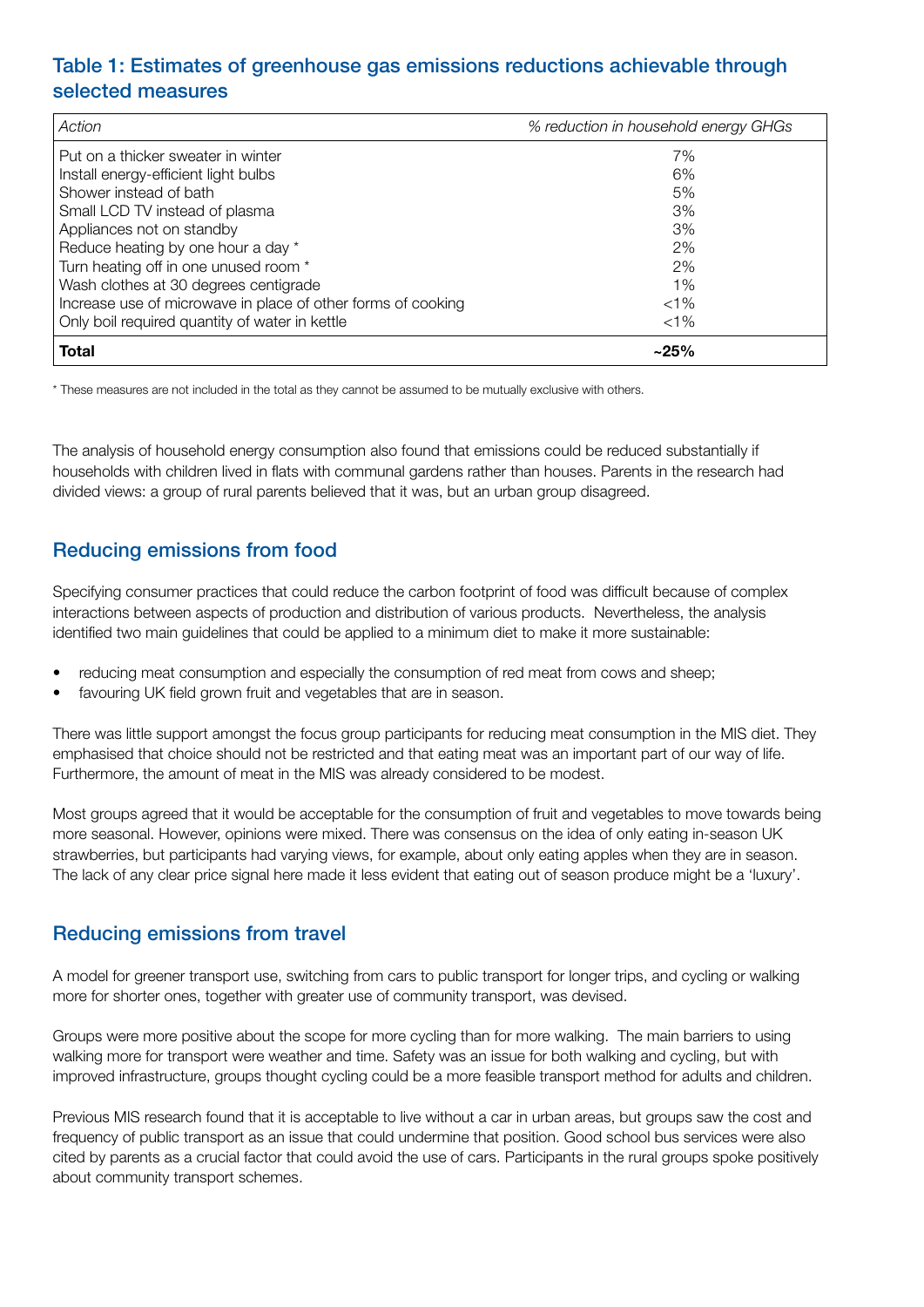## Table 1: Estimates of greenhouse gas emissions reductions achievable through selected measures

| *Action* | *% reduction in household energy GHGs* |
| --- | --- |
| Put on a thicker sweater in winter | 7% |
| Install energy-efficient light bulbs | 6% |
| Shower instead of bath | 5% |
| Small LCD TV instead of plasma | 3% |
| Appliances not on standby | 3% |
| Reduce heating by one hour a day * | 2% |
| Turn heating off in one unused room * | 2% |
| Wash clothes at 30 degrees centigrade | 1% |
| Increase use of microwave in place of other forms of cooking | <1% |
| Only boil required quantity of water in kettle | <1% |
| **Total** | **~25%** |

* These measures are not included in the total as they cannot be assumed to be mutually exclusive with others.

The analysis of household energy consumption also found that emissions could be reduced substantially if households with children lived in flats with communal gardens rather than houses. Parents in the research had divided views: a group of rural parents believed that it was, but an urban group disagreed.

## Reducing emissions from food

Specifying consumer practices that could reduce the carbon footprint of food was difficult because of complex interactions between aspects of production and distribution of various products. Nevertheless, the analysis identified two main guidelines that could be applied to a minimum diet to make it more sustainable:

- reducing meat consumption and especially the consumption of red meat from cows and sheep;
- favouring UK field grown fruit and vegetables that are in season.

There was little support amongst the focus group participants for reducing meat consumption in the MIS diet. They emphasised that choice should not be restricted and that eating meat was an important part of our way of life. Furthermore, the amount of meat in the MIS was already considered to be modest.

Most groups agreed that it would be acceptable for the consumption of fruit and vegetables to move towards being more seasonal. However, opinions were mixed. There was consensus on the idea of only eating in-season UK strawberries, but participants had varying views, for example, about only eating apples when they are in season. The lack of any clear price signal here made it less evident that eating out of season produce might be a 'luxury'.

## Reducing emissions from travel

A model for greener transport use, switching from cars to public transport for longer trips, and cycling or walking more for shorter ones, together with greater use of community transport, was devised.

Groups were more positive about the scope for more cycling than for more walking. The main barriers to using walking more for transport were weather and time. Safety was an issue for both walking and cycling, but with improved infrastructure, groups thought cycling could be a more feasible transport method for adults and children.

Previous MIS research found that it is acceptable to live without a car in urban areas, but groups saw the cost and frequency of public transport as an issue that could undermine that position. Good school bus services were also cited by parents as a crucial factor that could avoid the use of cars. Participants in the rural groups spoke positively about community transport schemes.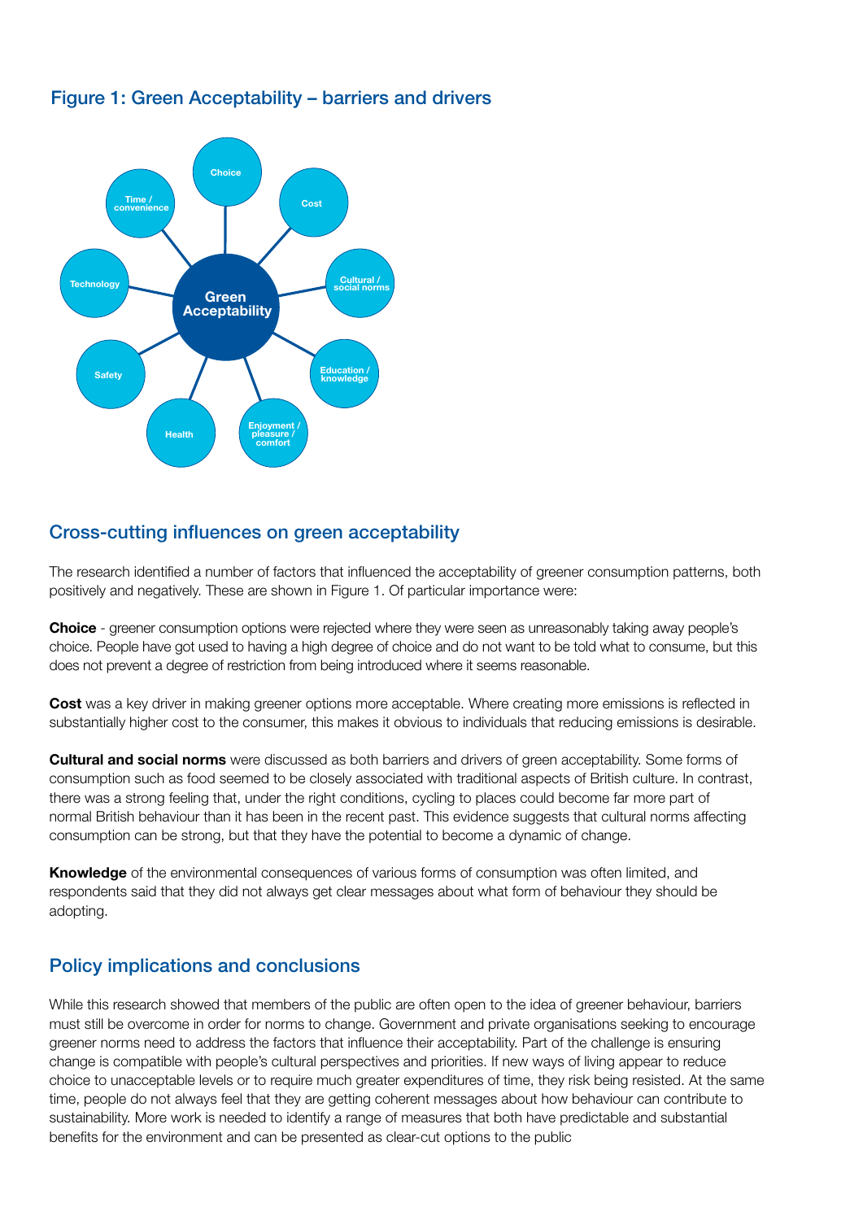## Figure 1: Green Acceptability – barriers and drivers

Green Acceptability

Choice

Cost

Cultural / social norms

Education / knowledge

Enjoyment / pleasure / comfort

Health

Safety

Technology

Time / convenience

## Cross-cutting influences on green acceptability

The research identified a number of factors that influenced the acceptability of greener consumption patterns, both positively and negatively. These are shown in Figure 1. Of particular importance were:

**Choice** - greener consumption options were rejected where they were seen as unreasonably taking away people's choice. People have got used to having a high degree of choice and do not want to be told what to consume, but this does not prevent a degree of restriction from being introduced where it seems reasonable.

**Cost** was a key driver in making greener options more acceptable. Where creating more emissions is reflected in substantially higher cost to the consumer, this makes it obvious to individuals that reducing emissions is desirable.

**Cultural and social norms** were discussed as both barriers and drivers of green acceptability. Some forms of consumption such as food seemed to be closely associated with traditional aspects of British culture. In contrast, there was a strong feeling that, under the right conditions, cycling to places could become far more part of normal British behaviour than it has been in the recent past. This evidence suggests that cultural norms affecting consumption can be strong, but that they have the potential to become a dynamic of change.

**Knowledge** of the environmental consequences of various forms of consumption was often limited, and respondents said that they did not always get clear messages about what form of behaviour they should be adopting.

## Policy implications and conclusions

While this research showed that members of the public are often open to the idea of greener behaviour, barriers must still be overcome in order for norms to change. Government and private organisations seeking to encourage greener norms need to address the factors that influence their acceptability. Part of the challenge is ensuring change is compatible with people's cultural perspectives and priorities. If new ways of living appear to reduce choice to unacceptable levels or to require much greater expenditures of time, they risk being resisted. At the same time, people do not always feel that they are getting coherent messages about how behaviour can contribute to sustainability. More work is needed to identify a range of measures that both have predictable and substantial benefits for the environment and can be presented as clear-cut options to the public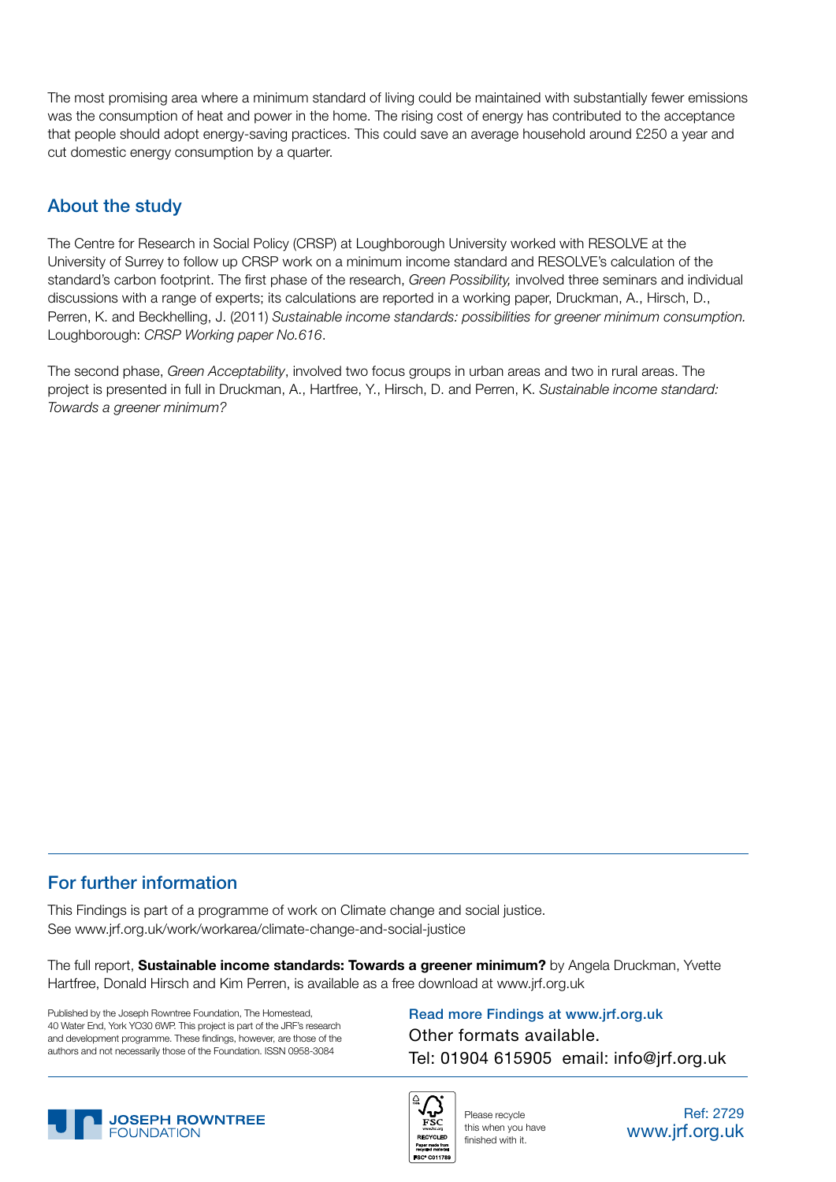The most promising area where a minimum standard of living could be maintained with substantially fewer emissions was the consumption of heat and power in the home. The rising cost of energy has contributed to the acceptance that people should adopt energy-saving practices. This could save an average household around £250 a year and cut domestic energy consumption by a quarter.

## About the study

The Centre for Research in Social Policy (CRSP) at Loughborough University worked with RESOLVE at the University of Surrey to follow up CRSP work on a minimum income standard and RESOLVE's calculation of the standard's carbon footprint. The first phase of the research, *Green Possibility,* involved three seminars and individual discussions with a range of experts; its calculations are reported in a working paper, Druckman, A., Hirsch, D., Perren, K. and Beckhelling, J. (2011) *Sustainable income standards: possibilities for greener minimum consumption.* Loughborough: *CRSP Working paper No.616*.

The second phase, *Green Acceptability*, involved two focus groups in urban areas and two in rural areas. The project is presented in full in Druckman, A., Hartfree, Y., Hirsch, D. and Perren, K. *Sustainable income standard: Towards a greener minimum?*

## For further information

This Findings is part of a programme of work on Climate change and social justice.
See www.jrf.org.uk/work/workarea/climate-change-and-social-justice

The full report, **Sustainable income standards: Towards a greener minimum?** by Angela Druckman, Yvette Hartfree, Donald Hirsch and Kim Perren, is available as a free download at www.jrf.org.uk

Published by the Joseph Rowntree Foundation, The Homestead, 40 Water End, York YO30 6WP. This project is part of the JRF's research and development programme. These findings, however, are those of the authors and not necessarily those of the Foundation. ISSN 0958-3084

Read more Findings at www.jrf.org.uk
Other formats available.
Tel: 01904 615905 email: info@jrf.org.uk

JOSEPH ROWNTREE FOUNDATION

Please recycle this when you have finished with it.

Ref: 2729
www.jrf.org.uk